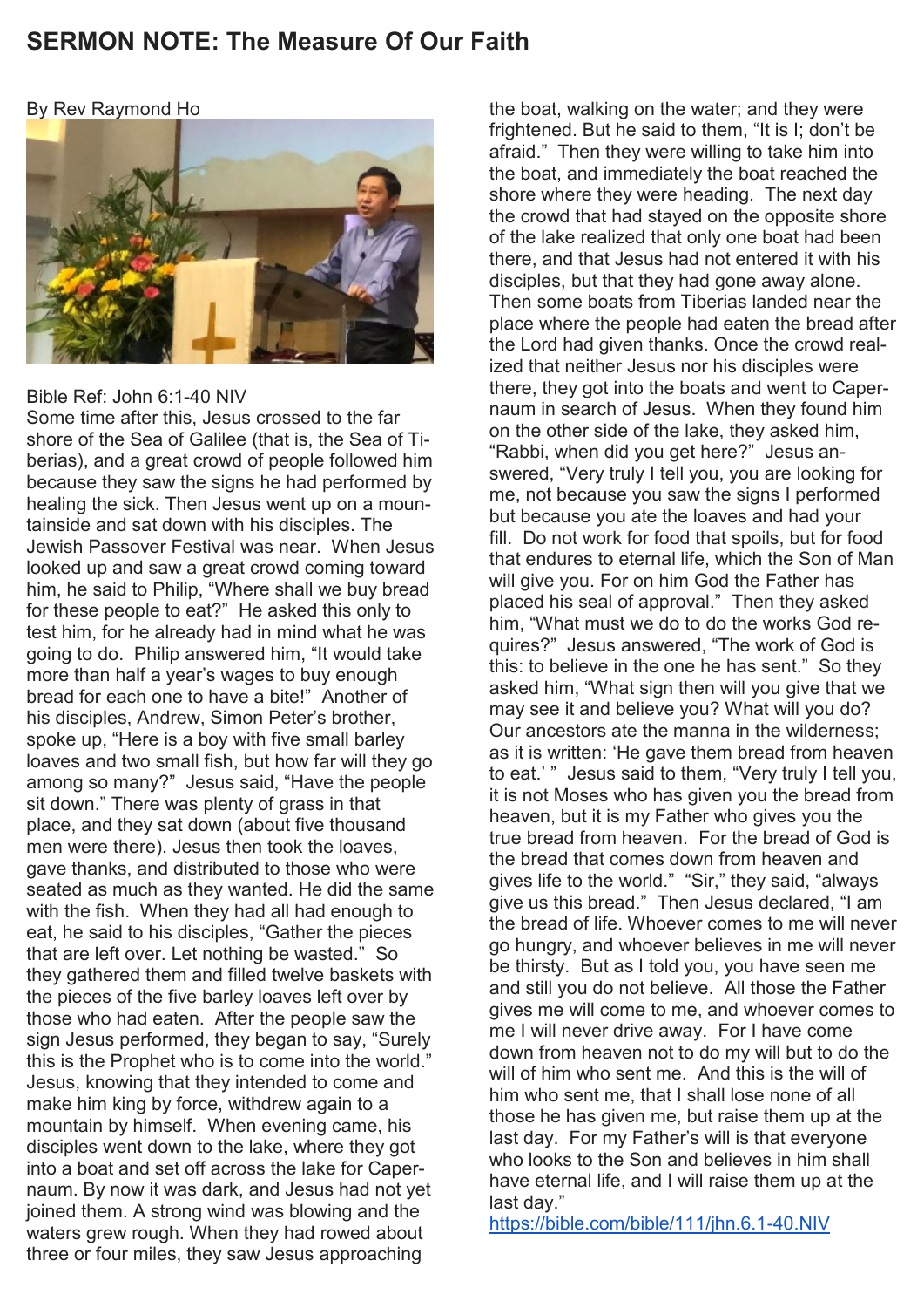# SERMON NOTE: The Measure Of Our Faith

By Rev Raymond Ho

Bible Ref: John 6:1-40 NIV

Some time after this, Jesus crossed to the far shore of the Sea of Galilee (that is, the Sea of Tiberias), and a great crowd of people followed him because they saw the signs he had performed by healing the sick. Then Jesus went up on a mountainside and sat down with his disciples. The Jewish Passover Festival was near. When Jesus looked up and saw a great crowd coming toward him, he said to Philip, "Where shall we buy bread for these people to eat?" He asked this only to test him, for he already had in mind what he was going to do. Philip answered him, "It would take more than half a year's wages to buy enough bread for each one to have a bite!" Another of his disciples, Andrew, Simon Peter's brother, spoke up, "Here is a boy with five small barley loaves and two small fish, but how far will they go among so many?" Jesus said, "Have the people sit down." There was plenty of grass in that place, and they sat down (about five thousand men were there). Jesus then took the loaves, gave thanks, and distributed to those who were seated as much as they wanted. He did the same with the fish. When they had all had enough to eat, he said to his disciples, "Gather the pieces that are left over. Let nothing be wasted." So they gathered them and filled twelve baskets with the pieces of the five barley loaves left over by those who had eaten. After the people saw the sign Jesus performed, they began to say, "Surely this is the Prophet who is to come into the world." Jesus, knowing that they intended to come and make him king by force, withdrew again to a mountain by himself. When evening came, his disciples went down to the lake, where they got into a boat and set off across the lake for Capernaum. By now it was dark, and Jesus had not yet joined them. A strong wind was blowing and the waters grew rough. When they had rowed about three or four miles, they saw Jesus approaching the boat, walking on the water; and they were frightened. But he said to them, "It is I; don't be afraid." Then they were willing to take him into the boat, and immediately the boat reached the shore where they were heading. The next day the crowd that had stayed on the opposite shore of the lake realized that only one boat had been there, and that Jesus had not entered it with his disciples, but that they had gone away alone. Then some boats from Tiberias landed near the place where the people had eaten the bread after the Lord had given thanks. Once the crowd realized that neither Jesus nor his disciples were there, they got into the boats and went to Capernaum in search of Jesus. When they found him on the other side of the lake, they asked him, "Rabbi, when did you get here?" Jesus answered, "Very truly I tell you, you are looking for me, not because you saw the signs I performed but because you ate the loaves and had your fill. Do not work for food that spoils, but for food that endures to eternal life, which the Son of Man will give you. For on him God the Father has placed his seal of approval." Then they asked him, "What must we do to do the works God requires?" Jesus answered, "The work of God is this: to believe in the one he has sent." So they asked him, "What sign then will you give that we may see it and believe you? What will you do? Our ancestors ate the manna in the wilderness; as it is written: 'He gave them bread from heaven to eat.' " Jesus said to them, "Very truly I tell you, it is not Moses who has given you the bread from heaven, but it is my Father who gives you the true bread from heaven. For the bread of God is the bread that comes down from heaven and gives life to the world." "Sir," they said, "always give us this bread." Then Jesus declared, "I am the bread of life. Whoever comes to me will never go hungry, and whoever believes in me will never be thirsty. But as I told you, you have seen me and still you do not believe. All those the Father gives me will come to me, and whoever comes to me I will never drive away. For I have come down from heaven not to do my will but to do the will of him who sent me. And this is the will of him who sent me, that I shall lose none of all those he has given me, but raise them up at the last day. For my Father's will is that everyone who looks to the Son and believes in him shall have eternal life, and I will raise them up at the last day."

https://bible.com/bible/111/jhn.6.1-40.NIV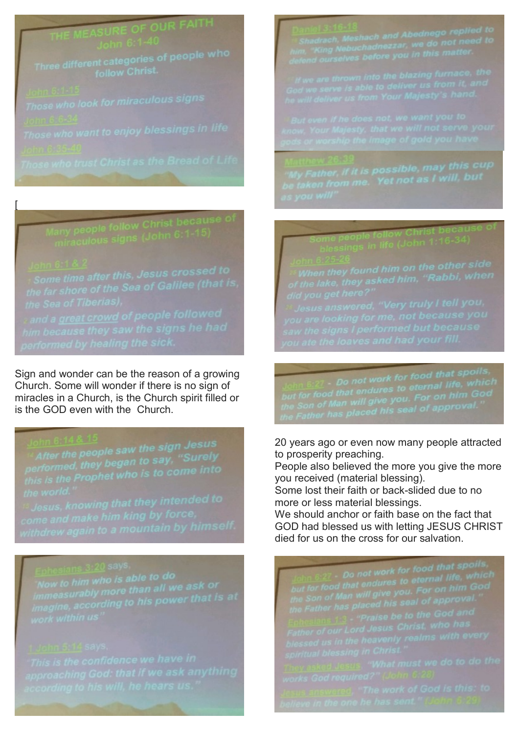THE MEASURE OF OUR FAITH
John 6:1-40

Three different categories of people who follow Christ.

John 6:1-15
Those who look for miraculous signs

John 6:6-34
Those who want to enjoy blessings in life

John 6:35-40
Those who trust Christ as the Bread of Life

[

Many people follow Christ because of miraculous signs (John 6:1-15)

John 6:1 & 2
1 Some time after this, Jesus crossed to the far shore of the Sea of Galilee (that is, the Sea of Tiberias),
2 and a great crowd of people followed him because they saw the signs he had performed by healing the sick.

Sign and wonder can be the reason of a growing Church. Some will wonder if there is no sign of miracles in a Church, is the Church spirit filled or is the GOD even with the Church.

John 6:14 & 15
14 After the people saw the sign Jesus performed, they began to say, "Surely this is the Prophet who is to come into the world."
15 Jesus, knowing that they intended to come and make him king by force, withdrew again to a mountain by himself.

Ephesians 3:20 says,
"Now to him who is able to do immeasurably more than all we ask or imagine, according to his power that is at work within us"

1 John 5:14 says,
"This is the confidence we have in approaching God: that if we ask anything according to his will, he hears us."

Daniel 3:16-18
16 Shadrach, Meshach and Abednego replied to him, "King Nebuchadnezzar, we do not need to defend ourselves before you in this matter.
17 If we are thrown into the blazing furnace, the God we serve is able to deliver us from it, and he will deliver us from Your Majesty's hand.
18 But even if he does not, we want you to know, Your Majesty, that we will not serve your gods or worship the image of gold you have

Matthew 26:39
"My Father, if it is possible, may this cup be taken from me. Yet not as I will, but as you will"

Some people follow Christ because of blessings in life (John 1:16-34)

John 6:25-26
25 When they found him on the other side of the lake, they asked him, "Rabbi, when did you get here?"
26 Jesus answered, "Very truly I tell you, you are looking for me, not because you saw the signs I performed but because you ate the loaves and had your fill.

John 6:27 - Do not work for food that spoils, but for food that endures to eternal life, which the Son of Man will give you. For on him God the Father has placed his seal of approval."

20 years ago or even now many people attracted to prosperity preaching.
People also believed the more you give the more you received (material blessing).
Some lost their faith or back-slided due to no more or less material blessings.
We should anchor or faith base on the fact that GOD had blessed us with letting JESUS CHRIST died for us on the cross for our salvation.

John 6:27 - Do not work for food that spoils, but for food that endures to eternal life, which the Son of Man will give you. For on him God the Father has placed his seal of approval."

Ephesians 1:3 - "Praise be to the God and Father of our Lord Jesus Christ, who has blessed us in the heavenly realms with every spiritual blessing in Christ."

They asked Jesus, "What must we do to do the works God required?" (John 6:28)

Jesus answered, "The work of God is this: to believe in the one he has sent." (John 6:29)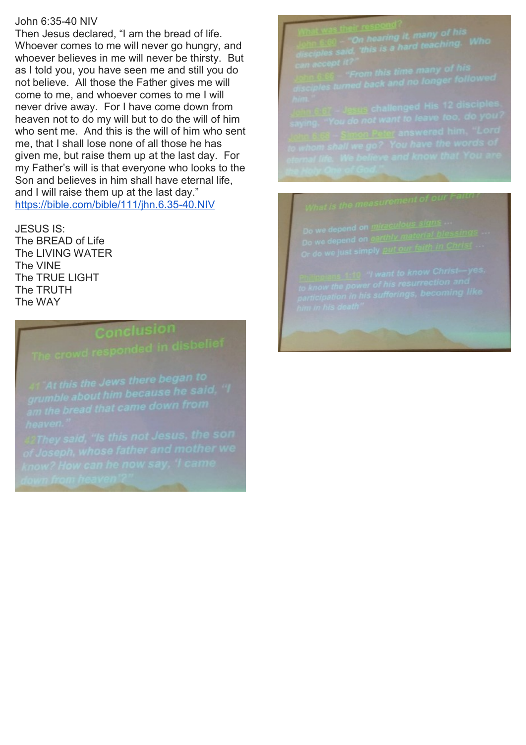John 6:35-40 NIV

Then Jesus declared, "I am the bread of life. Whoever comes to me will never go hungry, and whoever believes in me will never be thirsty. But as I told you, you have seen me and still you do not believe. All those the Father gives me will come to me, and whoever comes to me I will never drive away. For I have come down from heaven not to do my will but to do the will of him who sent me. And this is the will of him who sent me, that I shall lose none of all those he has given me, but raise them up at the last day. For my Father's will is that everyone who looks to the Son and believes in him shall have eternal life, and I will raise them up at the last day."

https://bible.com/bible/111/jhn.6.35-40.NIV

JESUS IS:

The BREAD of Life
The LIVING WATER
The VINE
The TRUE LIGHT
The TRUTH
The WAY

**Conclusion**

The crowd responded in disbelief

41 At this the Jews there began to grumble about him because he said, "I am the bread that came down from heaven."

42 They said, "Is this not Jesus, the son of Joseph, whose father and mother we know? How can he now say, 'I came down from heaven'?"

What was their respond?

John 6:60 – "On hearing it, many of his disciples said, 'this is a hard teaching. Who can accept it?'"

John 6:66 – "From this time many of his disciples turned back and no longer followed him."

John 6:67 – Jesus challenged His 12 disciples, saying, "You do not want to leave too, do you?"

John 6:68 – Simon Peter answered him, "Lord to whom shall we go? You have the words of eternal life. We believe and know that You are the Holy One of God."

What is the measurement of our Faith?

Do we depend on miraculous signs ...
Do we depend on earthly material blessings ...
Or do we just simply put our faith in Christ ...

Philippians 3:10 "I want to know Christ—yes, to know the power of his resurrection and participation in his sufferings, becoming like him in his death"